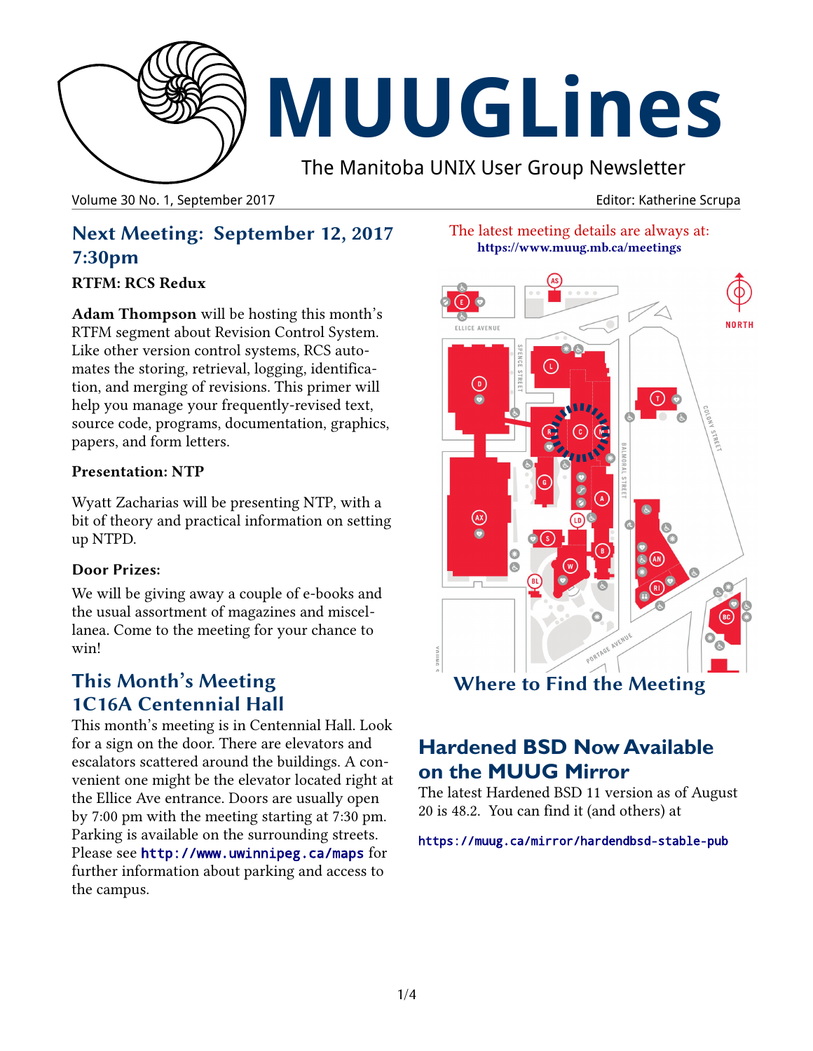# MUUGLines

The Manitoba UNIX User Group Newsletter

Volume 30 No. 1, September 2017

Editor: Katherine Scrupa

## Next Meeting: September 12, 2017 7:30pm

### RTFM: RCS Redux

**Adam Thompson** will be hosting this month's RTFM segment about Revision Control System. Like other version control systems, RCS automates the storing, retrieval, logging, identification, and merging of revisions. This primer will help you manage your frequently-revised text, source code, programs, documentation, graphics, papers, and form letters.

### Presentation: NTP

Wyatt Zacharias will be presenting NTP, with a bit of theory and practical information on setting up NTPD.

### Door Prizes:

We will be giving away a couple of e-books and the usual assortment of magazines and miscellanea. Come to the meeting for your chance to win!

## This Month's Meeting 1C16A Centennial Hall

This month's meeting is in Centennial Hall. Look for a sign on the door. There are elevators and escalators scattered around the buildings. A convenient one might be the elevator located right at the Ellice Ave entrance. Doors are usually open by 7:00 pm with the meeting starting at 7:30 pm. Parking is available on the surrounding streets. Please see `http://www.uwinnipeg.ca/maps` for further information about parking and access to the campus.

The latest meeting details are always at:
**https://www.muug.mb.ca/meetings**

NORTH
ELLICE AVENUE
SPENCE STREET
BALMORAL STREET
COLONY STREET
PORTAGE AVENUE

Where to Find the Meeting

## Hardened BSD Now Available on the MUUG Mirror

The latest Hardened BSD 11 version as of August 20 is 48.2. You can find it (and others) at

`https://muug.ca/mirror/hardendbsd-stable-pub`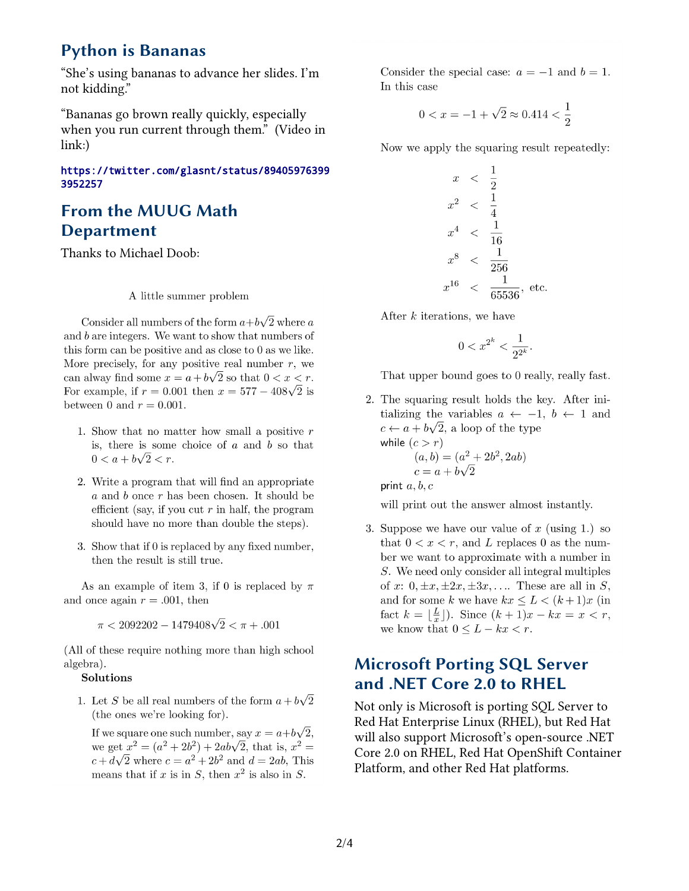## Python is Bananas

"She's using bananas to advance her slides. I'm not kidding."

"Bananas go brown really quickly, especially when you run current through them." (Video in link:)

https://twitter.com/glasnt/status/894059763993952257

## From the MUUG Math Department

Thanks to Michael Doob:

A little summer problem

Consider all numbers of the form $a+b\sqrt{2}$ where $a$ and $b$ are integers. We want to show that numbers of this form can be positive and as close to 0 as we like. More precisely, for any positive real number $r$, we can alway find some $x = a+b\sqrt{2}$ so that $0 < x < r$. For example, if $r = 0.001$ then $x = 577 - 408\sqrt{2}$ is between 0 and $r = 0.001$.

1. Show that no matter how small a positive $r$ is, there is some choice of $a$ and $b$ so that $0 < a + b\sqrt{2} < r$.
2. Write a program that will find an appropriate $a$ and $b$ once $r$ has been chosen. It should be efficient (say, if you cut $r$ in half, the program should have no more than double the steps).
3. Show that if 0 is replaced by any fixed number, then the result is still true.

As an example of item 3, if 0 is replaced by $\pi$ and once again $r = .001$, then

$$\pi < 2092202 - 1479408\sqrt{2} < \pi + .001$$

(All of these require nothing more than high school algebra).

**Solutions**

1. Let $S$ be all real numbers of the form $a + b\sqrt{2}$ (the ones we're looking for).

   If we square one such number, say $x = a+b\sqrt{2}$, we get $x^2 = (a^2 + 2b^2) + 2ab\sqrt{2}$, that is, $x^2 = c + d\sqrt{2}$ where $c = a^2 + 2b^2$ and $d = 2ab$, This means that if $x$ is in $S$, then $x^2$ is also in $S$.

   Consider the special case: $a = -1$ and $b = 1$. In this case

   $$0 < x = -1 + \sqrt{2} \approx 0.414 < \frac{1}{2}$$

   Now we apply the squaring result repeatedly:

   $$\begin{aligned} x &< \frac{1}{2} \\ x^2 &< \frac{1}{4} \\ x^4 &< \frac{1}{16} \\ x^8 &< \frac{1}{256} \\ x^{16} &< \frac{1}{65536}, \text{ etc.} \end{aligned}$$

   After $k$ iterations, we have

   $$0 < x^{2^k} < \frac{1}{2^{2^k}}.$$

   That upper bound goes to 0 really, really fast.

2. The squaring result holds the key. After initializing the variables $a \leftarrow -1$, $b \leftarrow 1$ and $c \leftarrow a + b\sqrt{2}$, a loop of the type

   ```
   while (c > r)
       (a, b) = (a^2 + 2b^2, 2ab)
       c = a + b√2
   print a, b, c
   ```

   will print out the answer almost instantly.

3. Suppose we have our value of $x$ (using 1.) so that $0 < x < r$, and $L$ replaces 0 as the number we want to approximate with a number in $S$. We need only consider all integral multiples of $x$: $0, \pm x, \pm 2x, \pm 3x, \ldots$. These are all in $S$, and for some $k$ we have $kx \le L < (k+1)x$ (in fact $k = \lfloor \frac{L}{x} \rfloor$). Since $(k+1)x - kx = x < r$, we know that $0 \le L - kx < r$.

## Microsoft Porting SQL Server and .NET Core 2.0 to RHEL

Not only is Microsoft is porting SQL Server to Red Hat Enterprise Linux (RHEL), but Red Hat will also support Microsoft's open-source .NET Core 2.0 on RHEL, Red Hat OpenShift Container Platform, and other Red Hat platforms.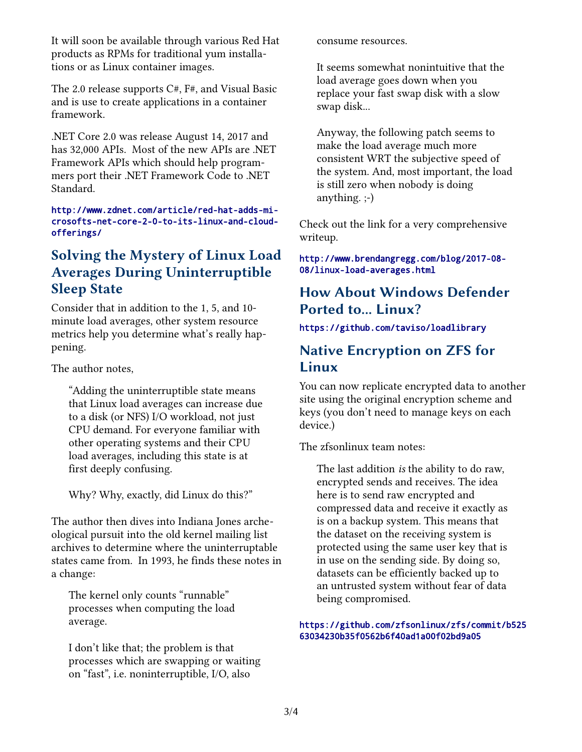It will soon be available through various Red Hat products as RPMs for traditional yum installations or as Linux container images.

The 2.0 release supports C#, F#, and Visual Basic and is use to create applications in a container framework.

.NET Core 2.0 was release August 14, 2017 and has 32,000 APIs.  Most of the new APIs are .NET Framework APIs which should help programmers port their .NET Framework Code to .NET Standard.

http://www.zdnet.com/article/red-hat-adds-microsofts-net-core-2-0-to-its-linux-and-cloud-offerings/

## Solving the Mystery of Linux Load Averages During Uninterruptible Sleep State

Consider that in addition to the 1, 5, and 10-minute load averages, other system resource metrics help you determine what's really happening.

The author notes,

> "Adding the uninterruptible state means that Linux load averages can increase due to a disk (or NFS) I/O workload, not just CPU demand. For everyone familiar with other operating systems and their CPU load averages, including this state is at first deeply confusing.
>
> Why? Why, exactly, did Linux do this?"

The author then dives into Indiana Jones archeological pursuit into the old kernel mailing list archives to determine where the uninterruptable states came from.  In 1993, he finds these notes in a change:

> The kernel only counts "runnable" processes when computing the load average.
>
> I don't like that; the problem is that processes which are swapping or waiting on "fast", i.e. noninterruptible, I/O, also consume resources.
>
> It seems somewhat nonintuitive that the load average goes down when you replace your fast swap disk with a slow swap disk...
>
> Anyway, the following patch seems to make the load average much more consistent WRT the subjective speed of the system. And, most important, the load is still zero when nobody is doing anything. ;-)

Check out the link for a very comprehensive writeup.

http://www.brendangregg.com/blog/2017-08-08/linux-load-averages.html

## How About Windows Defender Ported to... Linux?

https://github.com/taviso/loadlibrary

## Native Encryption on ZFS for Linux

You can now replicate encrypted data to another site using the original encryption scheme and keys (you don't need to manage keys on each device.)

The zfsonlinux team notes:

> The last addition *is* the ability to do raw, encrypted sends and receives. The idea here is to send raw encrypted and compressed data and receive it exactly as is on a backup system. This means that the dataset on the receiving system is protected using the same user key that is in use on the sending side. By doing so, datasets can be efficiently backed up to an untrusted system without fear of data being compromised.

https://github.com/zfsonlinux/zfs/commit/b52563034230b35f0562b6f40ad1a00f02bd9a05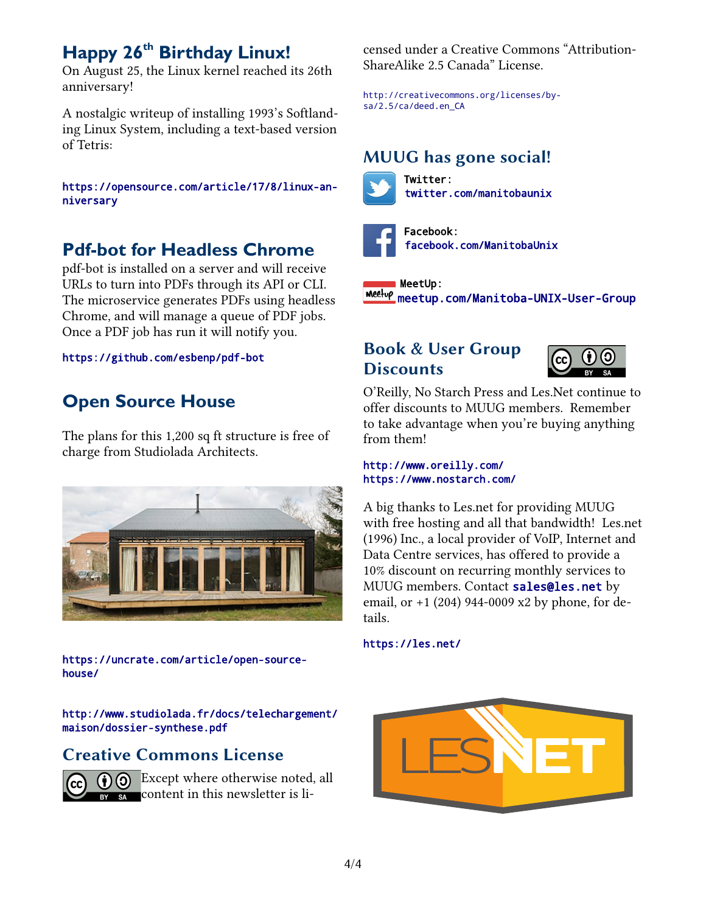## Happy 26th Birthday Linux!

On August 25, the Linux kernel reached its 26th anniversary!

A nostalgic writeup of installing 1993's Softlanding Linux System, including a text-based version of Tetris:

**https://opensource.com/article/17/8/linux-anniversary**

## Pdf-bot for Headless Chrome

pdf-bot is installed on a server and will receive URLs to turn into PDFs through its API or CLI. The microservice generates PDFs using headless Chrome, and will manage a queue of PDF jobs. Once a PDF job has run it will notify you.

**https://github.com/esbenp/pdf-bot**

## Open Source House

The plans for this 1,200 sq ft structure is free of charge from Studiolada Architects.

**https://uncrate.com/article/open-source-house/**

**http://www.studiolada.fr/docs/telechargement/maison/dossier-synthese.pdf**

## Creative Commons License

Except where otherwise noted, all content in this newsletter is licensed under a Creative Commons "Attribution-ShareAlike 2.5 Canada" License.

http://creativecommons.org/licenses/by-sa/2.5/ca/deed.en_CA

## MUUG has gone social!

**Twitter:**
**twitter.com/manitobaunix**

**Facebook:**
**facebook.com/ManitobaUnix**

**MeetUp:**
**meetup.com/Manitoba-UNIX-User-Group**

## Book & User Group Discounts

O'Reilly, No Starch Press and Les.Net continue to offer discounts to MUUG members. Remember to take advantage when you're buying anything from them!

**http://www.oreilly.com/**
**https://www.nostarch.com/**

A big thanks to Les.net for providing MUUG with free hosting and all that bandwidth! Les.net (1996) Inc., a local provider of VoIP, Internet and Data Centre services, has offered to provide a 10% discount on recurring monthly services to MUUG members. Contact **sales@les.net** by email, or +1 (204) 944-0009 x2 by phone, for details.

**https://les.net/**